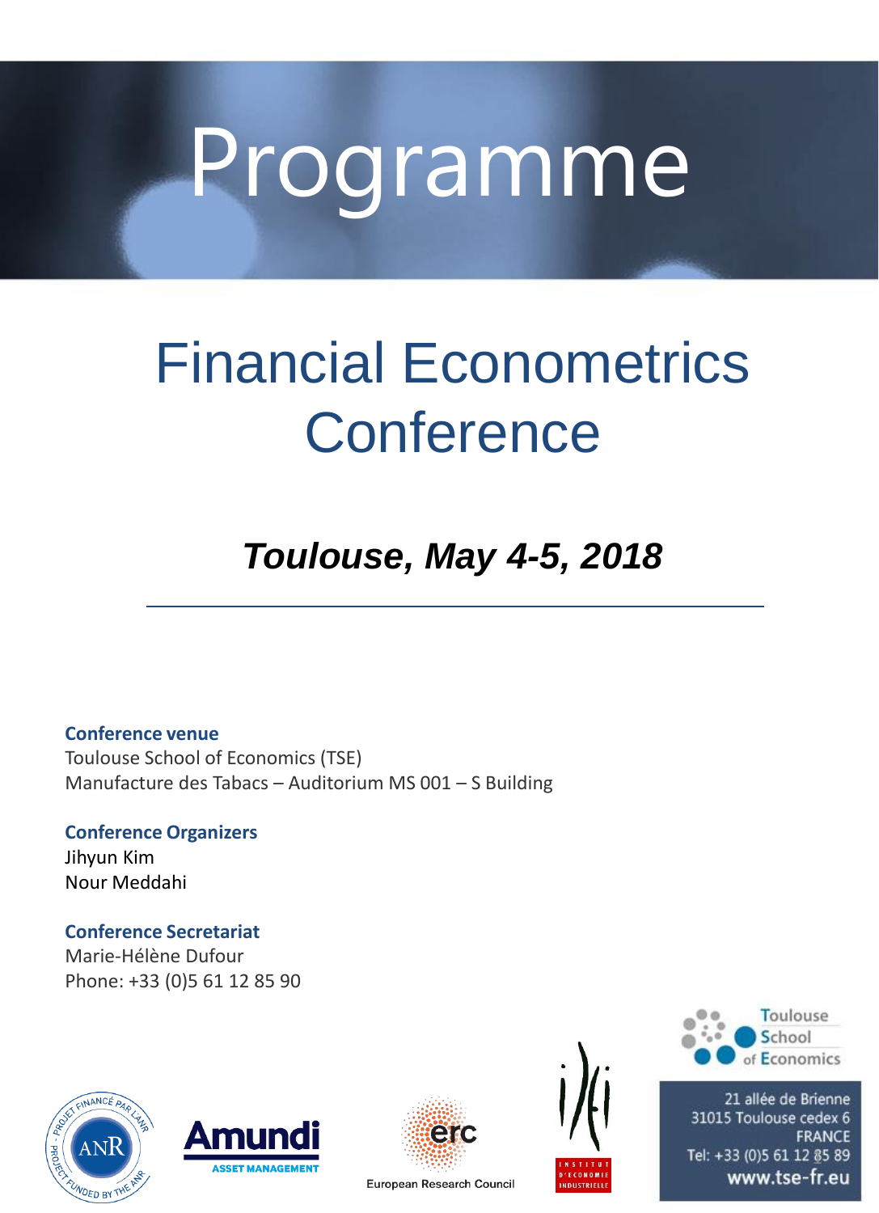# Programme

# Financial Econometrics Conference

## *Toulouse, May 4-5, 2018*

---

**Conference venue**
Toulouse School of Economics (TSE)
Manufacture des Tabacs – Auditorium MS 001 – S Building

**Conference Organizers**
Jihyun Kim
Nour Meddahi

**Conference Secretariat**
Marie-Hélène Dufour
Phone: +33 (0)5 61 12 85 90

Toulouse School of Economics
21 allée de Brienne
31015 Toulouse cedex 6
FRANCE
Tel: +33 (0)5 61 12 85 89
www.tse-fr.eu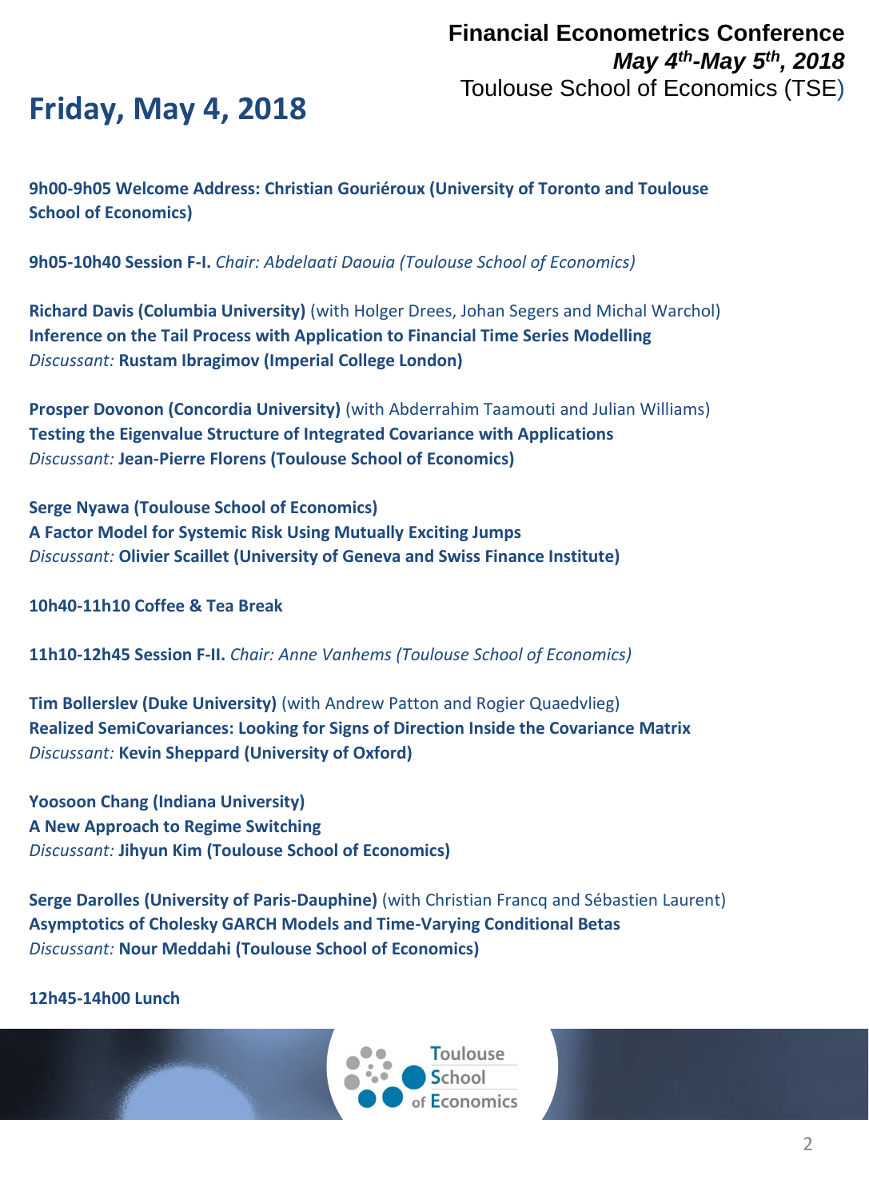# Financial Econometrics Conference

***May 4th-May 5th, 2018***

Toulouse School of Economics (TSE)

## Friday, May 4, 2018

**9h00-9h05 Welcome Address: Christian Gouriéroux (University of Toronto and Toulouse School of Economics)**

**9h05-10h40 Session F-I.** *Chair: Abdelaati Daouia (Toulouse School of Economics)*

**Richard Davis (Columbia University)** (with Holger Drees, Johan Segers and Michal Warchol)
**Inference on the Tail Process with Application to Financial Time Series Modelling**
*Discussant:* **Rustam Ibragimov (Imperial College London)**

**Prosper Dovonon (Concordia University)** (with Abderrahim Taamouti and Julian Williams)
**Testing the Eigenvalue Structure of Integrated Covariance with Applications**
*Discussant:* **Jean-Pierre Florens (Toulouse School of Economics)**

**Serge Nyawa (Toulouse School of Economics)**
**A Factor Model for Systemic Risk Using Mutually Exciting Jumps**
*Discussant:* **Olivier Scaillet (University of Geneva and Swiss Finance Institute)**

**10h40-11h10 Coffee & Tea Break**

**11h10-12h45 Session F-II.** *Chair: Anne Vanhems (Toulouse School of Economics)*

**Tim Bollerslev (Duke University)** (with Andrew Patton and Rogier Quaedvlieg)
**Realized SemiCovariances: Looking for Signs of Direction Inside the Covariance Matrix**
*Discussant:* **Kevin Sheppard (University of Oxford)**

**Yoosoon Chang (Indiana University)**
**A New Approach to Regime Switching**
*Discussant:* **Jihyun Kim (Toulouse School of Economics)**

**Serge Darolles (University of Paris-Dauphine)** (with Christian Francq and Sébastien Laurent)
**Asymptotics of Cholesky GARCH Models and Time-Varying Conditional Betas**
*Discussant:* **Nour Meddahi (Toulouse School of Economics)**

**12h45-14h00 Lunch**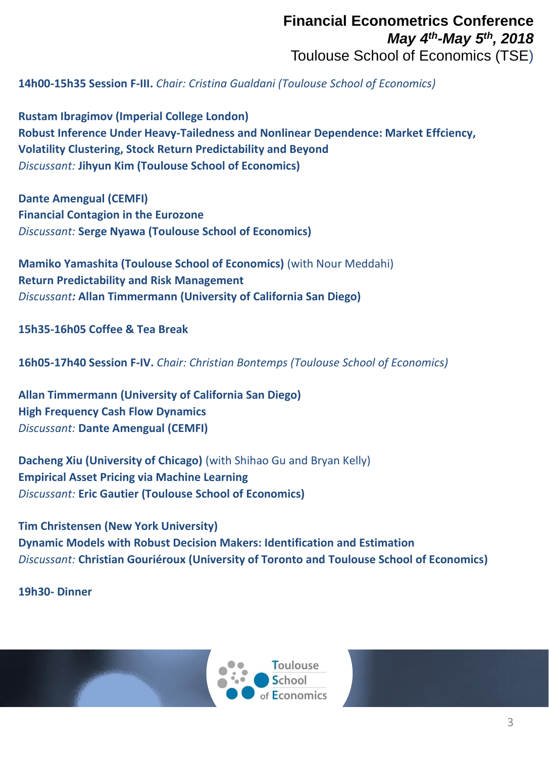**14h00-15h35 Session F-III.** *Chair: Cristina Gualdani (Toulouse School of Economics)*

**Rustam Ibragimov (Imperial College London)**
**Robust Inference Under Heavy-Tailedness and Nonlinear Dependence: Market Effciency, Volatility Clustering, Stock Return Predictability and Beyond**
*Discussant:* **Jihyun Kim (Toulouse School of Economics)**

**Dante Amengual (CEMFI)**
**Financial Contagion in the Eurozone**
*Discussant:* **Serge Nyawa (Toulouse School of Economics)**

**Mamiko Yamashita (Toulouse School of Economics)** (with Nour Meddahi)
**Return Predictability and Risk Management**
*Discussant:* **Allan Timmermann (University of California San Diego)**

**15h35-16h05 Coffee & Tea Break**

**16h05-17h40 Session F-IV.** *Chair: Christian Bontemps (Toulouse School of Economics)*

**Allan Timmermann (University of California San Diego)**
**High Frequency Cash Flow Dynamics**
*Discussant:* **Dante Amengual (CEMFI)**

**Dacheng Xiu (University of Chicago)** (with Shihao Gu and Bryan Kelly)
**Empirical Asset Pricing via Machine Learning**
*Discussant:* **Eric Gautier (Toulouse School of Economics)**

**Tim Christensen (New York University)**
**Dynamic Models with Robust Decision Makers: Identification and Estimation**
*Discussant:* **Christian Gouriéroux (University of Toronto and Toulouse School of Economics)**

**19h30- Dinner**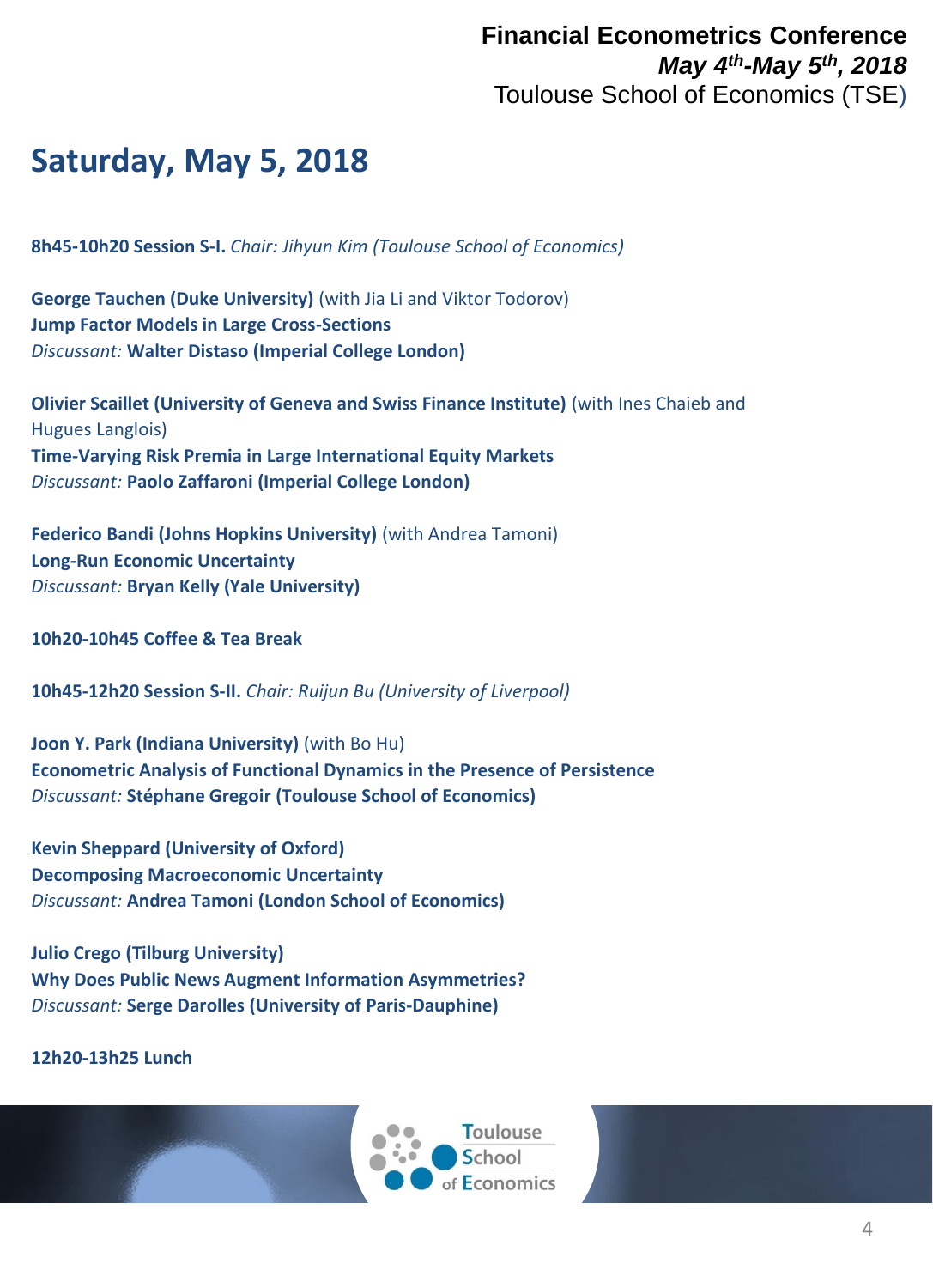# Saturday, May 5, 2018

**8h45-10h20 Session S-I.** *Chair: Jihyun Kim (Toulouse School of Economics)*

**George Tauchen (Duke University)** (with Jia Li and Viktor Todorov)
**Jump Factor Models in Large Cross-Sections**
*Discussant:* **Walter Distaso (Imperial College London)**

**Olivier Scaillet (University of Geneva and Swiss Finance Institute)** (with Ines Chaieb and Hugues Langlois)
**Time-Varying Risk Premia in Large International Equity Markets**
*Discussant:* **Paolo Zaffaroni (Imperial College London)**

**Federico Bandi (Johns Hopkins University)** (with Andrea Tamoni)
**Long-Run Economic Uncertainty**
*Discussant:* **Bryan Kelly (Yale University)**

**10h20-10h45 Coffee & Tea Break**

**10h45-12h20 Session S-II.** *Chair: Ruijun Bu (University of Liverpool)*

**Joon Y. Park (Indiana University)** (with Bo Hu)
**Econometric Analysis of Functional Dynamics in the Presence of Persistence**
*Discussant:* **Stéphane Gregoir (Toulouse School of Economics)**

**Kevin Sheppard (University of Oxford)**
**Decomposing Macroeconomic Uncertainty**
*Discussant:* **Andrea Tamoni (London School of Economics)**

**Julio Crego (Tilburg University)**
**Why Does Public News Augment Information Asymmetries?**
*Discussant:* **Serge Darolles (University of Paris-Dauphine)**

**12h20-13h25 Lunch**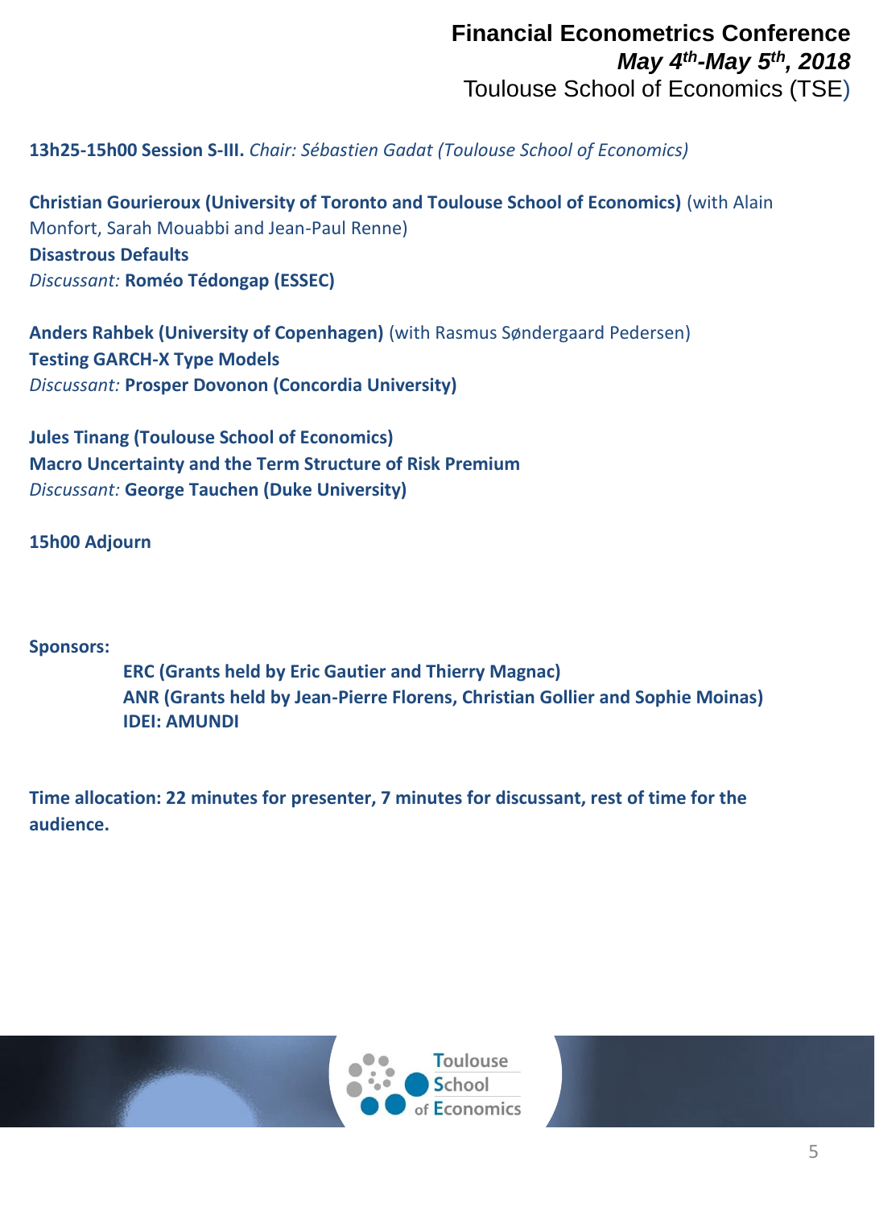**13h25-15h00 Session S-III.** *Chair: Sébastien Gadat (Toulouse School of Economics)*

**Christian Gourieroux (University of Toronto and Toulouse School of Economics)** (with Alain Monfort, Sarah Mouabbi and Jean-Paul Renne)
**Disastrous Defaults**
*Discussant:* **Roméo Tédongap (ESSEC)**

**Anders Rahbek (University of Copenhagen)** (with Rasmus Søndergaard Pedersen)
**Testing GARCH-X Type Models**
*Discussant:* **Prosper Dovonon (Concordia University)**

**Jules Tinang (Toulouse School of Economics)**
**Macro Uncertainty and the Term Structure of Risk Premium**
*Discussant:* **George Tauchen (Duke University)**

**15h00 Adjourn**

**Sponsors:**

**ERC (Grants held by Eric Gautier and Thierry Magnac)**
**ANR (Grants held by Jean-Pierre Florens, Christian Gollier and Sophie Moinas)**
**IDEI: AMUNDI**

**Time allocation: 22 minutes for presenter, 7 minutes for discussant, rest of time for the audience.**